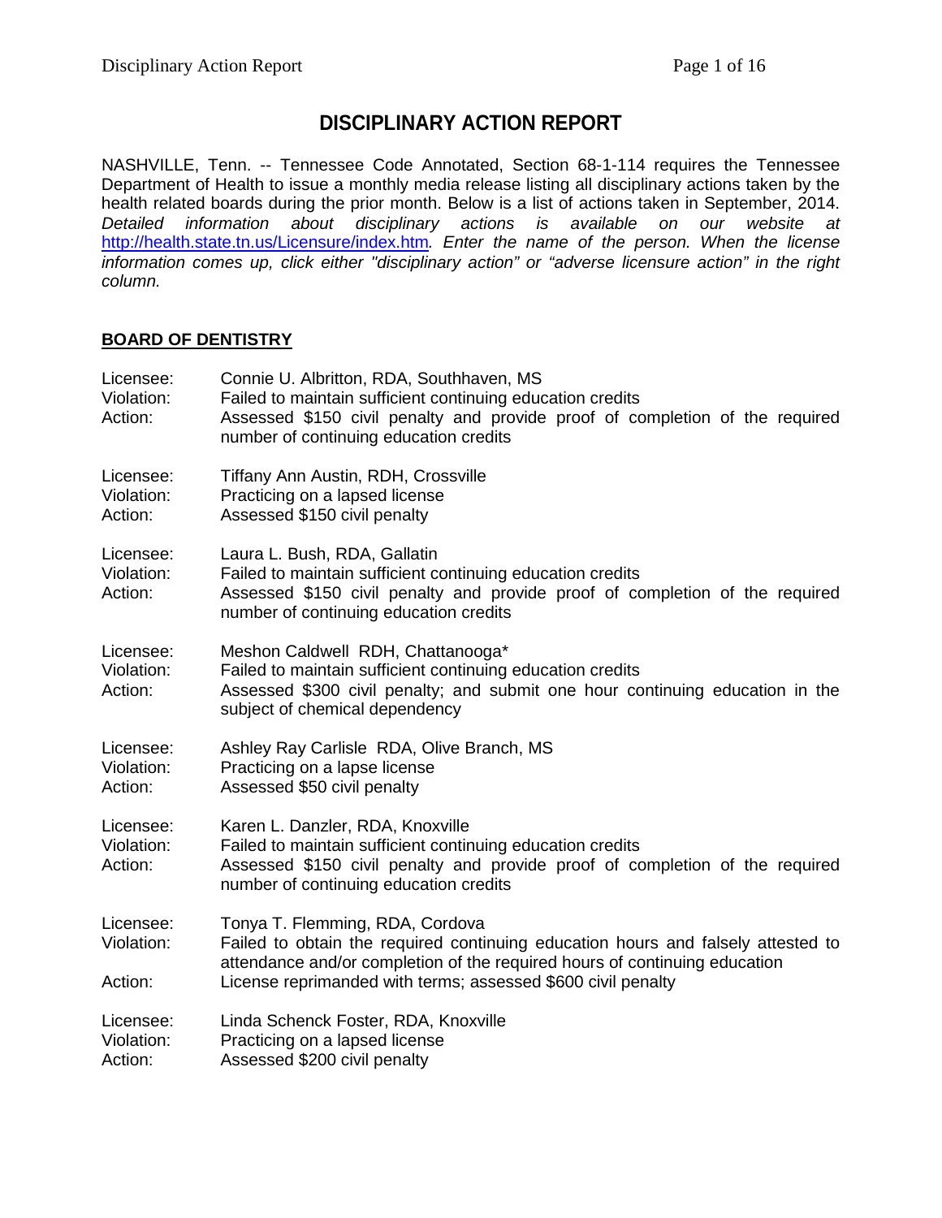# DISCIPLINARY ACTION REPORT

NASHVILLE, Tenn. -- Tennessee Code Annotated, Section 68-1-114 requires the Tennessee Department of Health to issue a monthly media release listing all disciplinary actions taken by the health related boards during the prior month. Below is a list of actions taken in September, 2014. *Detailed information about disciplinary actions is available on our website at* http://health.state.tn.us/Licensure/index.htm*. Enter the name of the person. When the license information comes up, click either "disciplinary action" or "adverse licensure action" in the right column.*

## BOARD OF DENTISTRY

Licensee: Connie U. Albritton, RDA, Southhaven, MS
Violation: Failed to maintain sufficient continuing education credits
Action: Assessed $150 civil penalty and provide proof of completion of the required number of continuing education credits

Licensee: Tiffany Ann Austin, RDH, Crossville
Violation: Practicing on a lapsed license
Action: Assessed $150 civil penalty

Licensee: Laura L. Bush, RDA, Gallatin
Violation: Failed to maintain sufficient continuing education credits
Action: Assessed $150 civil penalty and provide proof of completion of the required number of continuing education credits

Licensee: Meshon Caldwell RDH, Chattanooga*
Violation: Failed to maintain sufficient continuing education credits
Action: Assessed $300 civil penalty; and submit one hour continuing education in the subject of chemical dependency

Licensee: Ashley Ray Carlisle RDA, Olive Branch, MS
Violation: Practicing on a lapse license
Action: Assessed $50 civil penalty

Licensee: Karen L. Danzler, RDA, Knoxville
Violation: Failed to maintain sufficient continuing education credits
Action: Assessed $150 civil penalty and provide proof of completion of the required number of continuing education credits

Licensee: Tonya T. Flemming, RDA, Cordova
Violation: Failed to obtain the required continuing education hours and falsely attested to attendance and/or completion of the required hours of continuing education
Action: License reprimanded with terms; assessed $600 civil penalty

Licensee: Linda Schenck Foster, RDA, Knoxville
Violation: Practicing on a lapsed license
Action: Assessed $200 civil penalty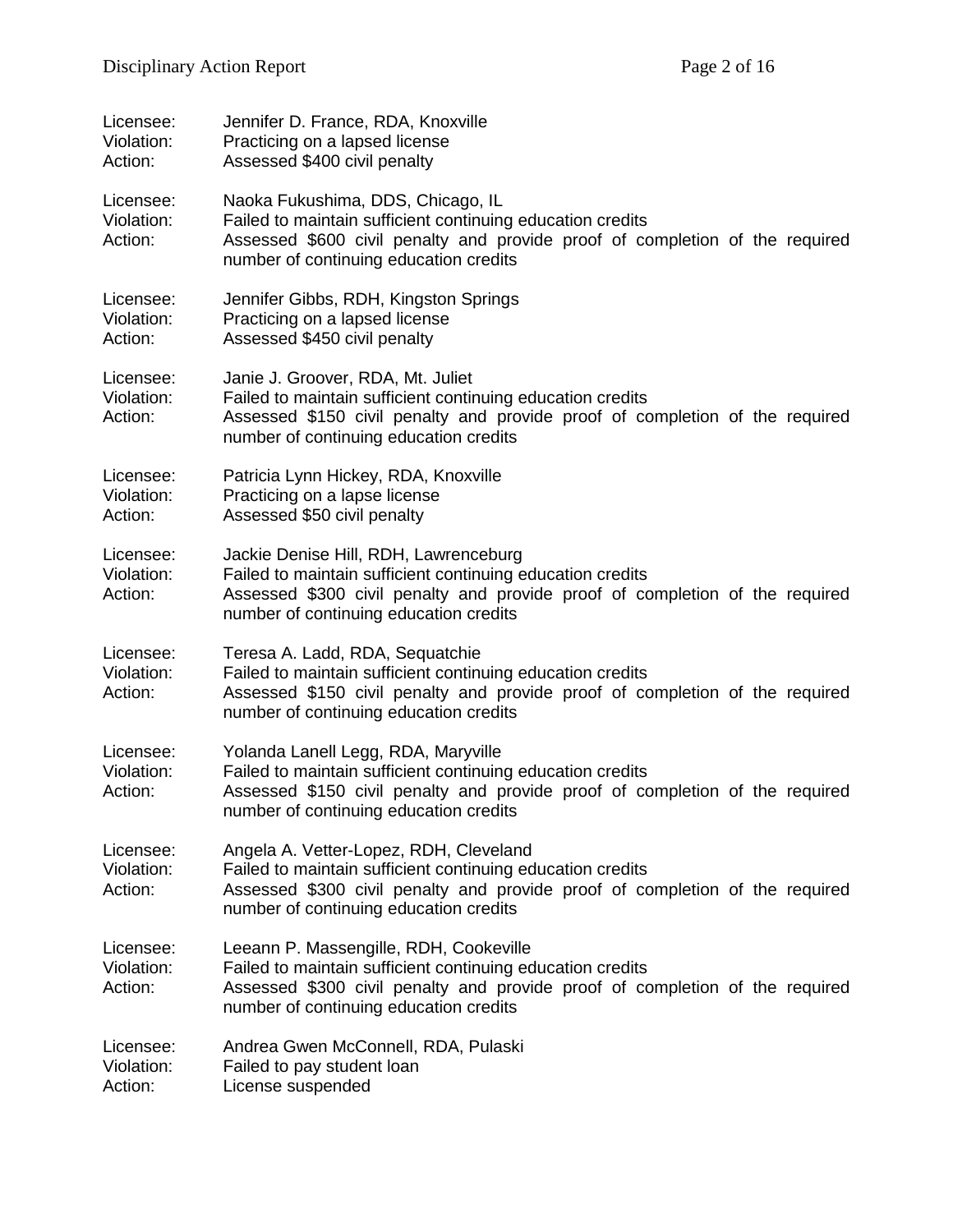Licensee: Jennifer D. France, RDA, Knoxville
Violation: Practicing on a lapsed license
Action: Assessed $400 civil penalty

Licensee: Naoka Fukushima, DDS, Chicago, IL
Violation: Failed to maintain sufficient continuing education credits
Action: Assessed $600 civil penalty and provide proof of completion of the required number of continuing education credits

Licensee: Jennifer Gibbs, RDH, Kingston Springs
Violation: Practicing on a lapsed license
Action: Assessed $450 civil penalty

Licensee: Janie J. Groover, RDA, Mt. Juliet
Violation: Failed to maintain sufficient continuing education credits
Action: Assessed $150 civil penalty and provide proof of completion of the required number of continuing education credits

Licensee: Patricia Lynn Hickey, RDA, Knoxville
Violation: Practicing on a lapse license
Action: Assessed $50 civil penalty

Licensee: Jackie Denise Hill, RDH, Lawrenceburg
Violation: Failed to maintain sufficient continuing education credits
Action: Assessed $300 civil penalty and provide proof of completion of the required number of continuing education credits

Licensee: Teresa A. Ladd, RDA, Sequatchie
Violation: Failed to maintain sufficient continuing education credits
Action: Assessed $150 civil penalty and provide proof of completion of the required number of continuing education credits

Licensee: Yolanda Lanell Legg, RDA, Maryville
Violation: Failed to maintain sufficient continuing education credits
Action: Assessed $150 civil penalty and provide proof of completion of the required number of continuing education credits

Licensee: Angela A. Vetter-Lopez, RDH, Cleveland
Violation: Failed to maintain sufficient continuing education credits
Action: Assessed $300 civil penalty and provide proof of completion of the required number of continuing education credits

Licensee: Leeann P. Massengille, RDH, Cookeville
Violation: Failed to maintain sufficient continuing education credits
Action: Assessed $300 civil penalty and provide proof of completion of the required number of continuing education credits

Licensee: Andrea Gwen McConnell, RDA, Pulaski
Violation: Failed to pay student loan
Action: License suspended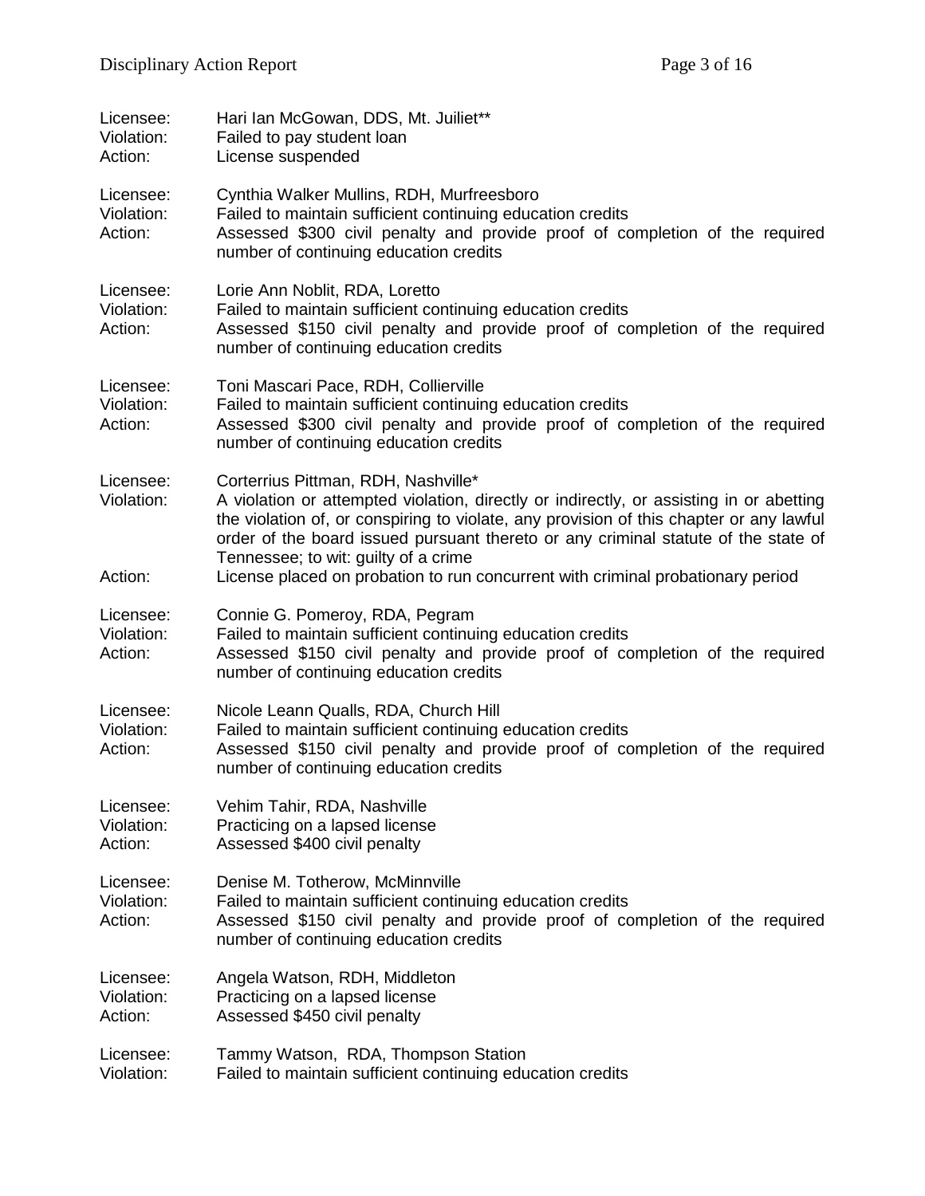Licensee: Hari Ian McGowan, DDS, Mt. Juiliet**
Violation: Failed to pay student loan
Action: License suspended

Licensee: Cynthia Walker Mullins, RDH, Murfreesboro
Violation: Failed to maintain sufficient continuing education credits
Action: Assessed $300 civil penalty and provide proof of completion of the required number of continuing education credits

Licensee: Lorie Ann Noblit, RDA, Loretto
Violation: Failed to maintain sufficient continuing education credits
Action: Assessed $150 civil penalty and provide proof of completion of the required number of continuing education credits

Licensee: Toni Mascari Pace, RDH, Collierville
Violation: Failed to maintain sufficient continuing education credits
Action: Assessed $300 civil penalty and provide proof of completion of the required number of continuing education credits

Licensee: Corterrius Pittman, RDH, Nashville*
Violation: A violation or attempted violation, directly or indirectly, or assisting in or abetting the violation of, or conspiring to violate, any provision of this chapter or any lawful order of the board issued pursuant thereto or any criminal statute of the state of Tennessee; to wit: guilty of a crime
Action: License placed on probation to run concurrent with criminal probationary period

Licensee: Connie G. Pomeroy, RDA, Pegram
Violation: Failed to maintain sufficient continuing education credits
Action: Assessed $150 civil penalty and provide proof of completion of the required number of continuing education credits

Licensee: Nicole Leann Qualls, RDA, Church Hill
Violation: Failed to maintain sufficient continuing education credits
Action: Assessed $150 civil penalty and provide proof of completion of the required number of continuing education credits

Licensee: Vehim Tahir, RDA, Nashville
Violation: Practicing on a lapsed license
Action: Assessed $400 civil penalty

Licensee: Denise M. Totherow, McMinnville
Violation: Failed to maintain sufficient continuing education credits
Action: Assessed $150 civil penalty and provide proof of completion of the required number of continuing education credits

Licensee: Angela Watson, RDH, Middleton
Violation: Practicing on a lapsed license
Action: Assessed $450 civil penalty

Licensee: Tammy Watson, RDA, Thompson Station
Violation: Failed to maintain sufficient continuing education credits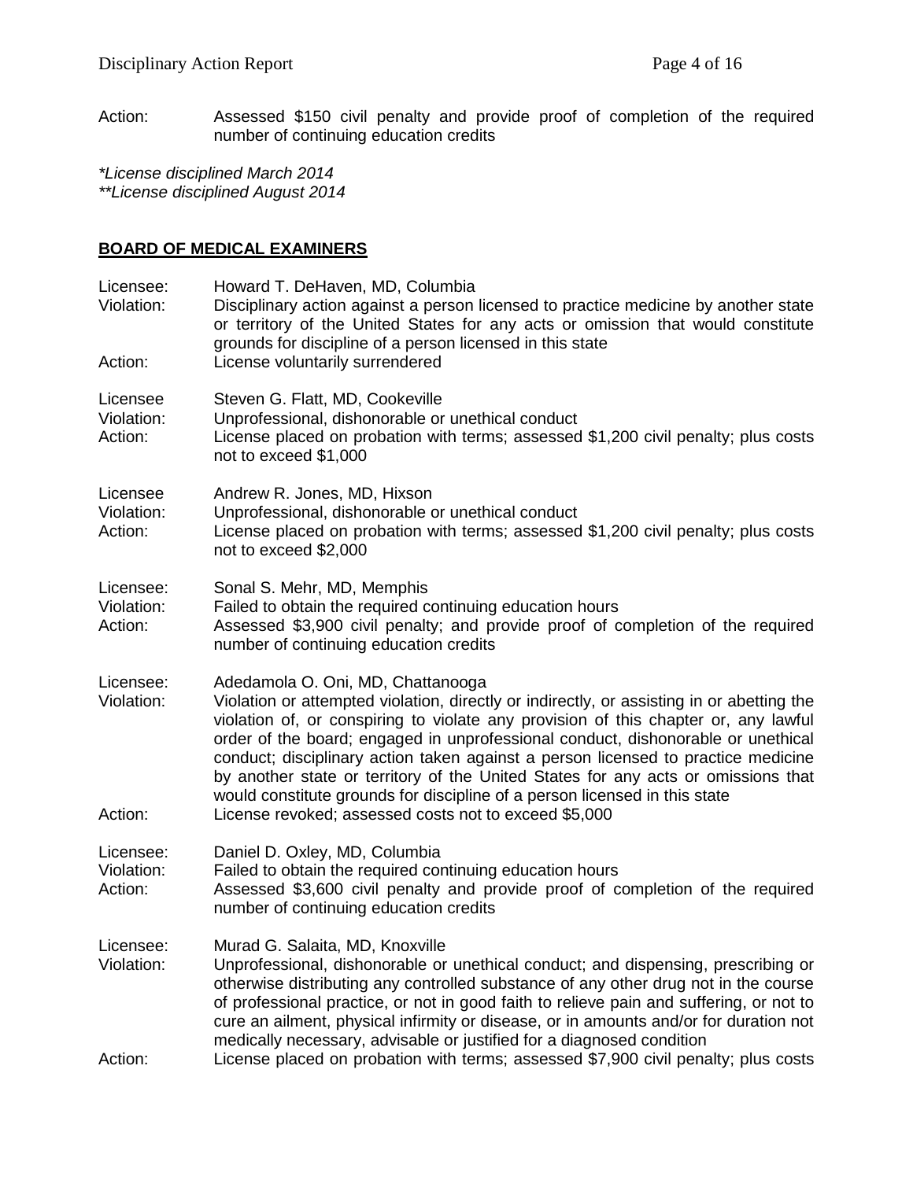Action: Assessed $150 civil penalty and provide proof of completion of the required number of continuing education credits

*\*License disciplined March 2014*
*\*\*License disciplined August 2014*

## BOARD OF MEDICAL EXAMINERS

Licensee: Howard T. DeHaven, MD, Columbia
Violation: Disciplinary action against a person licensed to practice medicine by another state or territory of the United States for any acts or omission that would constitute grounds for discipline of a person licensed in this state
Action: License voluntarily surrendered

Licensee Steven G. Flatt, MD, Cookeville
Violation: Unprofessional, dishonorable or unethical conduct
Action: License placed on probation with terms; assessed $1,200 civil penalty; plus costs not to exceed $1,000

Licensee Andrew R. Jones, MD, Hixson
Violation: Unprofessional, dishonorable or unethical conduct
Action: License placed on probation with terms; assessed $1,200 civil penalty; plus costs not to exceed $2,000

Licensee: Sonal S. Mehr, MD, Memphis
Violation: Failed to obtain the required continuing education hours
Action: Assessed $3,900 civil penalty; and provide proof of completion of the required number of continuing education credits

Licensee: Adedamola O. Oni, MD, Chattanooga
Violation: Violation or attempted violation, directly or indirectly, or assisting in or abetting the violation of, or conspiring to violate any provision of this chapter or, any lawful order of the board; engaged in unprofessional conduct, dishonorable or unethical conduct; disciplinary action taken against a person licensed to practice medicine by another state or territory of the United States for any acts or omissions that would constitute grounds for discipline of a person licensed in this state
Action: License revoked; assessed costs not to exceed $5,000

Licensee: Daniel D. Oxley, MD, Columbia
Violation: Failed to obtain the required continuing education hours
Action: Assessed $3,600 civil penalty and provide proof of completion of the required number of continuing education credits

Licensee: Murad G. Salaita, MD, Knoxville
Violation: Unprofessional, dishonorable or unethical conduct; and dispensing, prescribing or otherwise distributing any controlled substance of any other drug not in the course of professional practice, or not in good faith to relieve pain and suffering, or not to cure an ailment, physical infirmity or disease, or in amounts and/or for duration not medically necessary, advisable or justified for a diagnosed condition
Action: License placed on probation with terms; assessed $7,900 civil penalty; plus costs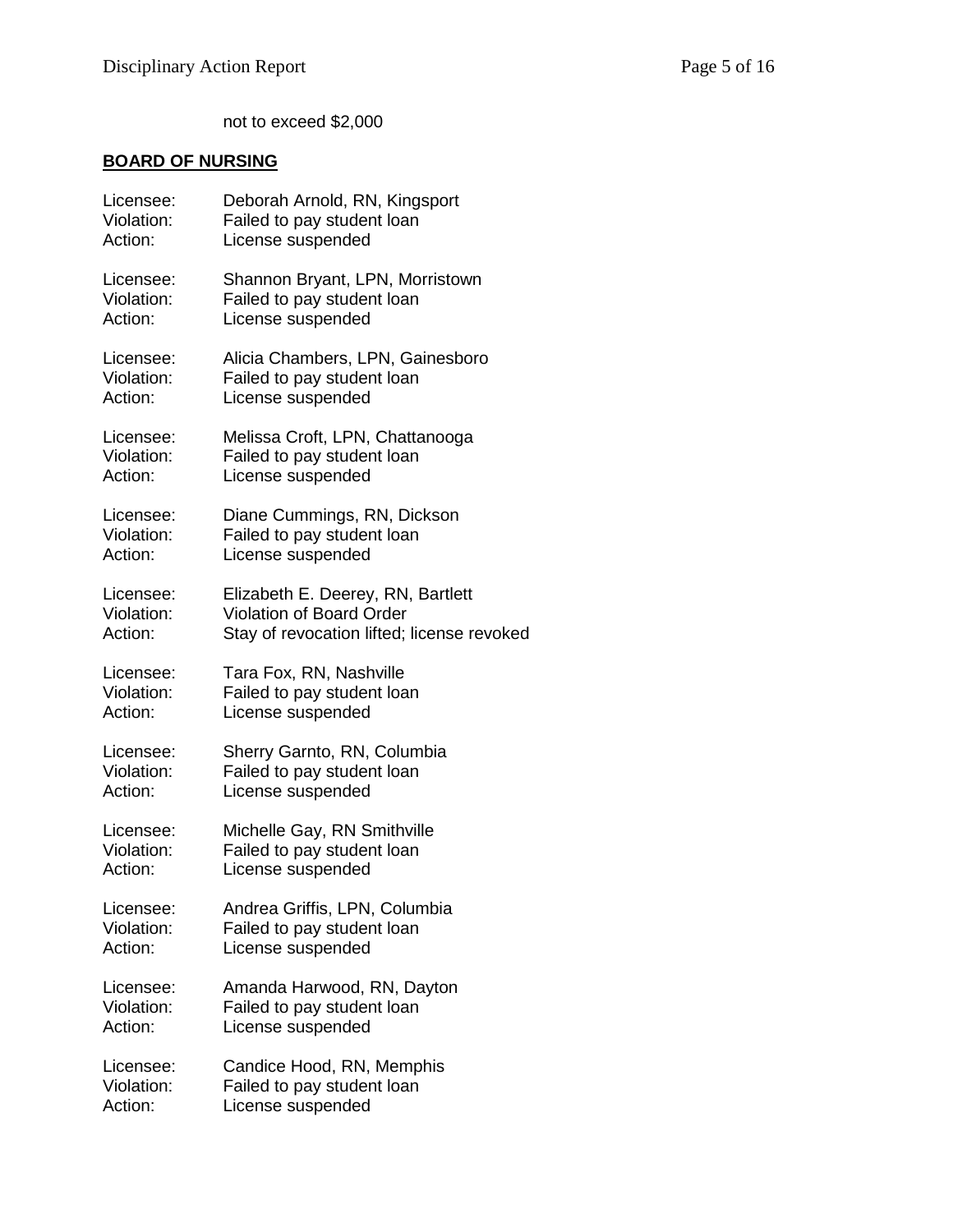not to exceed $2,000

**BOARD OF NURSING**

Licensee: Deborah Arnold, RN, Kingsport
Violation: Failed to pay student loan
Action: License suspended

Licensee: Shannon Bryant, LPN, Morristown
Violation: Failed to pay student loan
Action: License suspended

Licensee: Alicia Chambers, LPN, Gainesboro
Violation: Failed to pay student loan
Action: License suspended

Licensee: Melissa Croft, LPN, Chattanooga
Violation: Failed to pay student loan
Action: License suspended

Licensee: Diane Cummings, RN, Dickson
Violation: Failed to pay student loan
Action: License suspended

Licensee: Elizabeth E. Deerey, RN, Bartlett
Violation: Violation of Board Order
Action: Stay of revocation lifted; license revoked

Licensee: Tara Fox, RN, Nashville
Violation: Failed to pay student loan
Action: License suspended

Licensee: Sherry Garnto, RN, Columbia
Violation: Failed to pay student loan
Action: License suspended

Licensee: Michelle Gay, RN Smithville
Violation: Failed to pay student loan
Action: License suspended

Licensee: Andrea Griffis, LPN, Columbia
Violation: Failed to pay student loan
Action: License suspended

Licensee: Amanda Harwood, RN, Dayton
Violation: Failed to pay student loan
Action: License suspended

Licensee: Candice Hood, RN, Memphis
Violation: Failed to pay student loan
Action: License suspended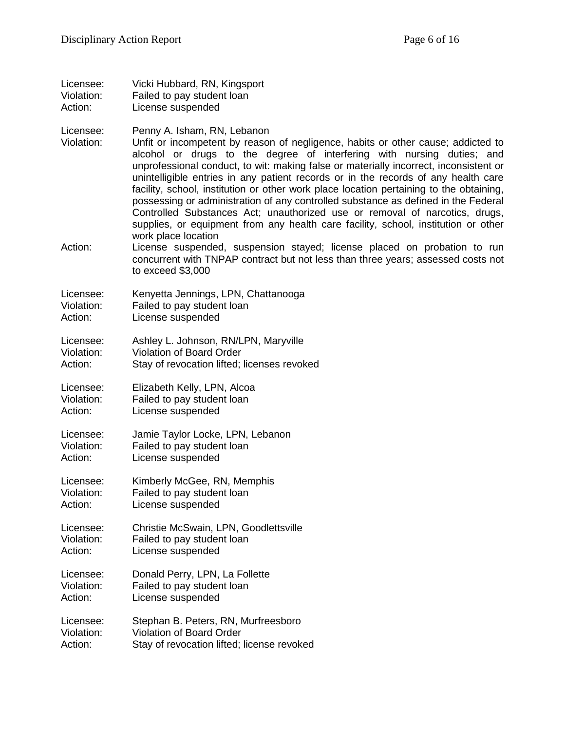Licensee: Vicki Hubbard, RN, Kingsport
Violation: Failed to pay student loan
Action: License suspended

Licensee: Penny A. Isham, RN, Lebanon
Violation: Unfit or incompetent by reason of negligence, habits or other cause; addicted to alcohol or drugs to the degree of interfering with nursing duties; and unprofessional conduct, to wit: making false or materially incorrect, inconsistent or unintelligible entries in any patient records or in the records of any health care facility, school, institution or other work place location pertaining to the obtaining, possessing or administration of any controlled substance as defined in the Federal Controlled Substances Act; unauthorized use or removal of narcotics, drugs, supplies, or equipment from any health care facility, school, institution or other work place location
Action: License suspended, suspension stayed; license placed on probation to run concurrent with TNPAP contract but not less than three years; assessed costs not to exceed $3,000

Licensee: Kenyetta Jennings, LPN, Chattanooga
Violation: Failed to pay student loan
Action: License suspended

Licensee: Ashley L. Johnson, RN/LPN, Maryville
Violation: Violation of Board Order
Action: Stay of revocation lifted; licenses revoked

Licensee: Elizabeth Kelly, LPN, Alcoa
Violation: Failed to pay student loan
Action: License suspended

Licensee: Jamie Taylor Locke, LPN, Lebanon
Violation: Failed to pay student loan
Action: License suspended

Licensee: Kimberly McGee, RN, Memphis
Violation: Failed to pay student loan
Action: License suspended

Licensee: Christie McSwain, LPN, Goodlettsville
Violation: Failed to pay student loan
Action: License suspended

Licensee: Donald Perry, LPN, La Follette
Violation: Failed to pay student loan
Action: License suspended

Licensee: Stephan B. Peters, RN, Murfreesboro
Violation: Violation of Board Order
Action: Stay of revocation lifted; license revoked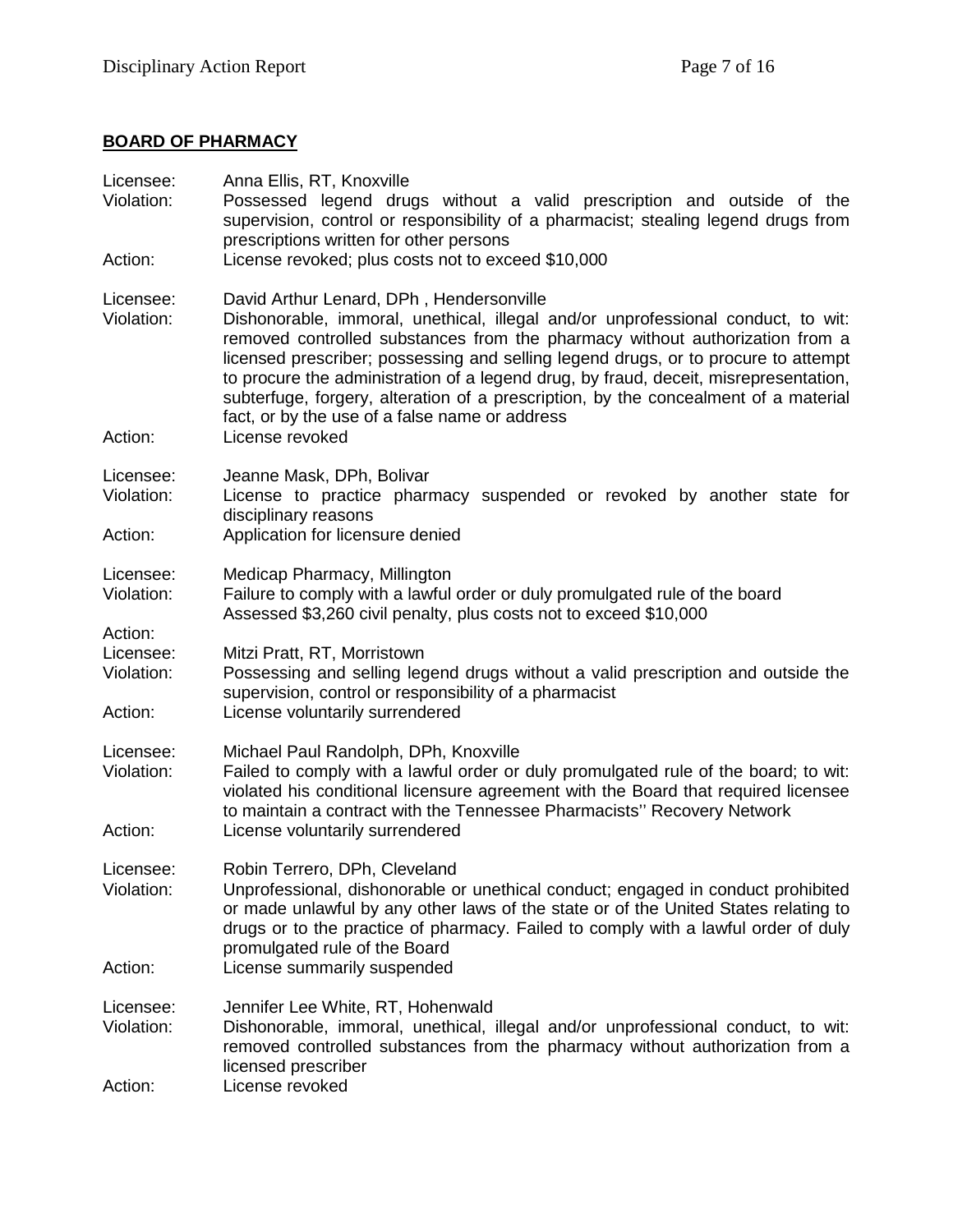## BOARD OF PHARMACY

Licensee: Anna Ellis, RT, Knoxville
Violation: Possessed legend drugs without a valid prescription and outside of the supervision, control or responsibility of a pharmacist; stealing legend drugs from prescriptions written for other persons
Action: License revoked; plus costs not to exceed $10,000

Licensee: David Arthur Lenard, DPh , Hendersonville
Violation: Dishonorable, immoral, unethical, illegal and/or unprofessional conduct, to wit: removed controlled substances from the pharmacy without authorization from a licensed prescriber; possessing and selling legend drugs, or to procure to attempt to procure the administration of a legend drug, by fraud, deceit, misrepresentation, subterfuge, forgery, alteration of a prescription, by the concealment of a material fact, or by the use of a false name or address
Action: License revoked

Licensee: Jeanne Mask, DPh, Bolivar
Violation: License to practice pharmacy suspended or revoked by another state for disciplinary reasons
Action: Application for licensure denied

Licensee: Medicap Pharmacy, Millington
Violation: Failure to comply with a lawful order or duly promulgated rule of the board
Action: Assessed $3,260 civil penalty, plus costs not to exceed $10,000

Licensee: Mitzi Pratt, RT, Morristown
Violation: Possessing and selling legend drugs without a valid prescription and outside the supervision, control or responsibility of a pharmacist
Action: License voluntarily surrendered

Licensee: Michael Paul Randolph, DPh, Knoxville
Violation: Failed to comply with a lawful order or duly promulgated rule of the board; to wit: violated his conditional licensure agreement with the Board that required licensee to maintain a contract with the Tennessee Pharmacists'' Recovery Network
Action: License voluntarily surrendered

Licensee: Robin Terrero, DPh, Cleveland
Violation: Unprofessional, dishonorable or unethical conduct; engaged in conduct prohibited or made unlawful by any other laws of the state or of the United States relating to drugs or to the practice of pharmacy. Failed to comply with a lawful order of duly promulgated rule of the Board
Action: License summarily suspended

Licensee: Jennifer Lee White, RT, Hohenwald
Violation: Dishonorable, immoral, unethical, illegal and/or unprofessional conduct, to wit: removed controlled substances from the pharmacy without authorization from a licensed prescriber
Action: License revoked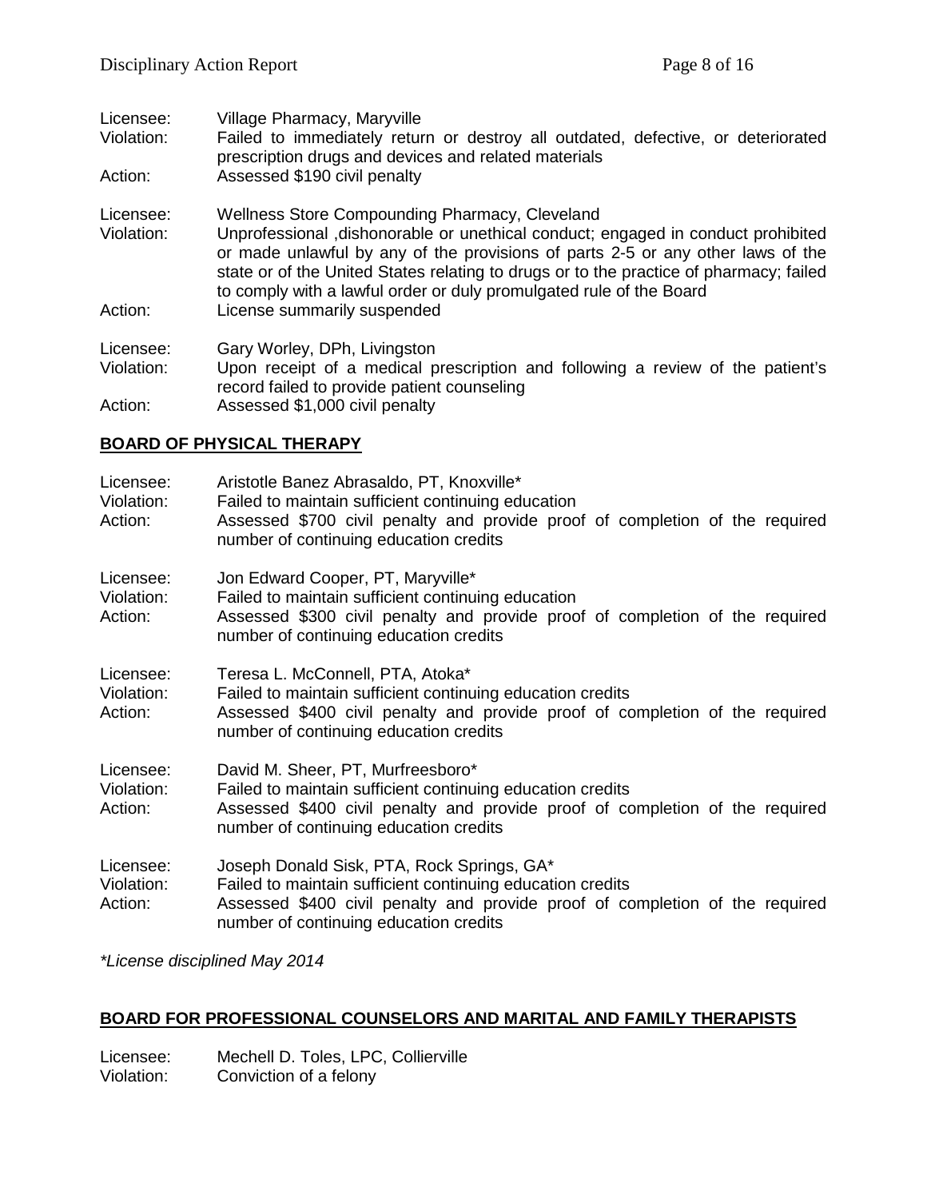Licensee: Village Pharmacy, Maryville
Violation: Failed to immediately return or destroy all outdated, defective, or deteriorated prescription drugs and devices and related materials
Action: Assessed $190 civil penalty

Licensee: Wellness Store Compounding Pharmacy, Cleveland
Violation: Unprofessional ,dishonorable or unethical conduct; engaged in conduct prohibited or made unlawful by any of the provisions of parts 2-5 or any other laws of the state or of the United States relating to drugs or to the practice of pharmacy; failed to comply with a lawful order or duly promulgated rule of the Board
Action: License summarily suspended

Licensee: Gary Worley, DPh, Livingston
Violation: Upon receipt of a medical prescription and following a review of the patient's record failed to provide patient counseling
Action: Assessed $1,000 civil penalty

## BOARD OF PHYSICAL THERAPY

Licensee: Aristotle Banez Abrasaldo, PT, Knoxville*
Violation: Failed to maintain sufficient continuing education
Action: Assessed $700 civil penalty and provide proof of completion of the required number of continuing education credits

Licensee: Jon Edward Cooper, PT, Maryville*
Violation: Failed to maintain sufficient continuing education
Action: Assessed $300 civil penalty and provide proof of completion of the required number of continuing education credits

Licensee: Teresa L. McConnell, PTA, Atoka*
Violation: Failed to maintain sufficient continuing education credits
Action: Assessed $400 civil penalty and provide proof of completion of the required number of continuing education credits

Licensee: David M. Sheer, PT, Murfreesboro*
Violation: Failed to maintain sufficient continuing education credits
Action: Assessed $400 civil penalty and provide proof of completion of the required number of continuing education credits

Licensee: Joseph Donald Sisk, PTA, Rock Springs, GA*
Violation: Failed to maintain sufficient continuing education credits
Action: Assessed $400 civil penalty and provide proof of completion of the required number of continuing education credits

*\*License disciplined May 2014*

## BOARD FOR PROFESSIONAL COUNSELORS AND MARITAL AND FAMILY THERAPISTS

Licensee: Mechell D. Toles, LPC, Collierville
Violation: Conviction of a felony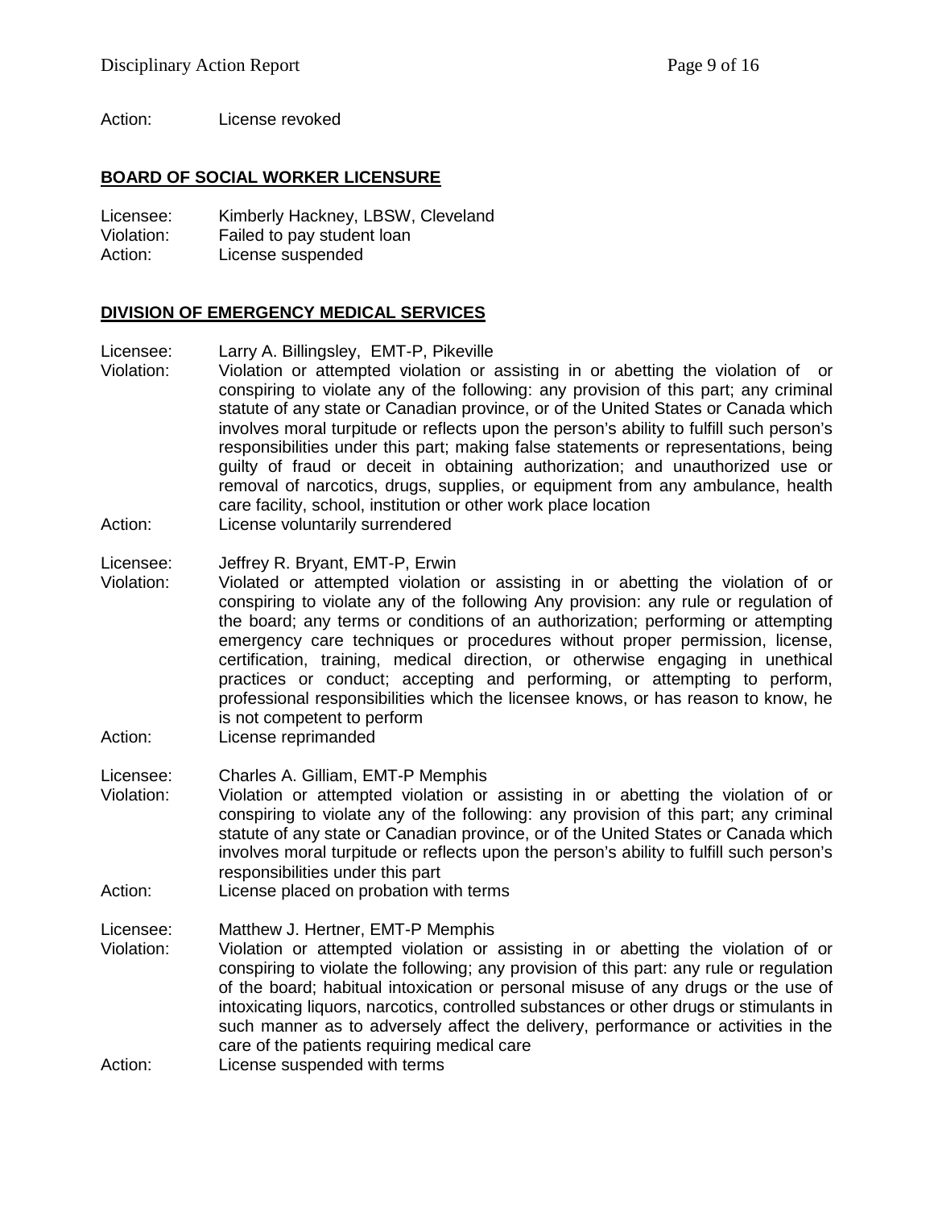Action: License revoked

## BOARD OF SOCIAL WORKER LICENSURE

Licensee: Kimberly Hackney, LBSW, Cleveland
Violation: Failed to pay student loan
Action: License suspended

## DIVISION OF EMERGENCY MEDICAL SERVICES

Licensee: Larry A. Billingsley, EMT-P, Pikeville
Violation: Violation or attempted violation or assisting in or abetting the violation of or conspiring to violate any of the following: any provision of this part; any criminal statute of any state or Canadian province, or of the United States or Canada which involves moral turpitude or reflects upon the person's ability to fulfill such person's responsibilities under this part; making false statements or representations, being guilty of fraud or deceit in obtaining authorization; and unauthorized use or removal of narcotics, drugs, supplies, or equipment from any ambulance, health care facility, school, institution or other work place location
Action: License voluntarily surrendered

Licensee: Jeffrey R. Bryant, EMT-P, Erwin
Violation: Violated or attempted violation or assisting in or abetting the violation of or conspiring to violate any of the following Any provision: any rule or regulation of the board; any terms or conditions of an authorization; performing or attempting emergency care techniques or procedures without proper permission, license, certification, training, medical direction, or otherwise engaging in unethical practices or conduct; accepting and performing, or attempting to perform, professional responsibilities which the licensee knows, or has reason to know, he is not competent to perform
Action: License reprimanded

Licensee: Charles A. Gilliam, EMT-P Memphis
Violation: Violation or attempted violation or assisting in or abetting the violation of or conspiring to violate any of the following: any provision of this part; any criminal statute of any state or Canadian province, or of the United States or Canada which involves moral turpitude or reflects upon the person's ability to fulfill such person's responsibilities under this part
Action: License placed on probation with terms

Licensee: Matthew J. Hertner, EMT-P Memphis
Violation: Violation or attempted violation or assisting in or abetting the violation of or conspiring to violate the following; any provision of this part: any rule or regulation of the board; habitual intoxication or personal misuse of any drugs or the use of intoxicating liquors, narcotics, controlled substances or other drugs or stimulants in such manner as to adversely affect the delivery, performance or activities in the care of the patients requiring medical care
Action: License suspended with terms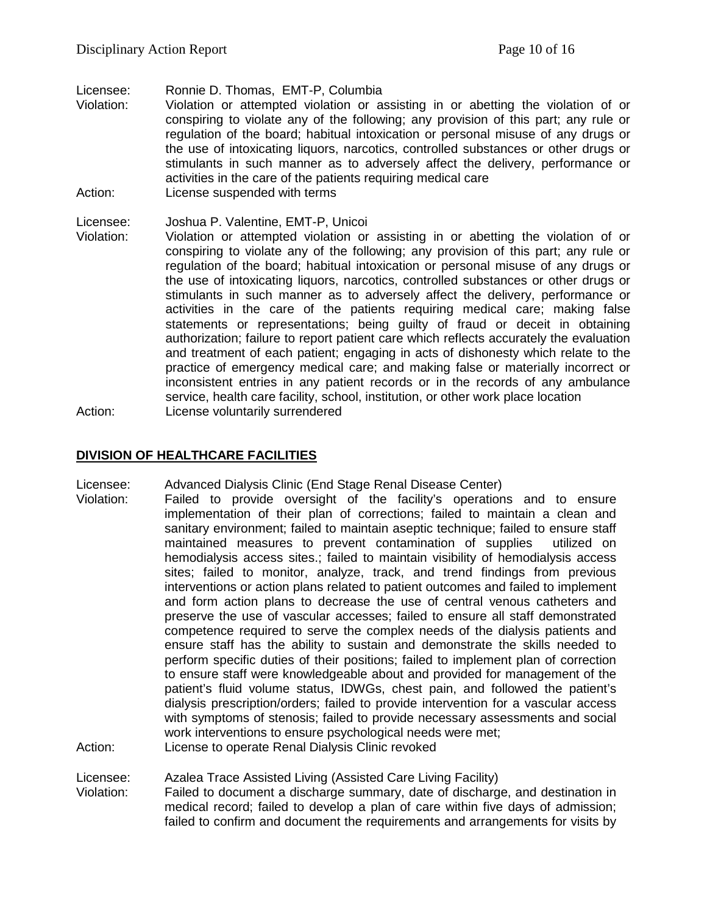Licensee: Ronnie D. Thomas, EMT-P, Columbia
Violation: Violation or attempted violation or assisting in or abetting the violation of or conspiring to violate any of the following; any provision of this part; any rule or regulation of the board; habitual intoxication or personal misuse of any drugs or the use of intoxicating liquors, narcotics, controlled substances or other drugs or stimulants in such manner as to adversely affect the delivery, performance or activities in the care of the patients requiring medical care
Action: License suspended with terms

Licensee: Joshua P. Valentine, EMT-P, Unicoi
Violation: Violation or attempted violation or assisting in or abetting the violation of or conspiring to violate any of the following; any provision of this part; any rule or regulation of the board; habitual intoxication or personal misuse of any drugs or the use of intoxicating liquors, narcotics, controlled substances or other drugs or stimulants in such manner as to adversely affect the delivery, performance or activities in the care of the patients requiring medical care; making false statements or representations; being guilty of fraud or deceit in obtaining authorization; failure to report patient care which reflects accurately the evaluation and treatment of each patient; engaging in acts of dishonesty which relate to the practice of emergency medical care; and making false or materially incorrect or inconsistent entries in any patient records or in the records of any ambulance service, health care facility, school, institution, or other work place location
Action: License voluntarily surrendered

## DIVISION OF HEALTHCARE FACILITIES

Licensee: Advanced Dialysis Clinic (End Stage Renal Disease Center)
Violation: Failed to provide oversight of the facility's operations and to ensure implementation of their plan of corrections; failed to maintain a clean and sanitary environment; failed to maintain aseptic technique; failed to ensure staff maintained measures to prevent contamination of supplies utilized on hemodialysis access sites.; failed to maintain visibility of hemodialysis access sites; failed to monitor, analyze, track, and trend findings from previous interventions or action plans related to patient outcomes and failed to implement and form action plans to decrease the use of central venous catheters and preserve the use of vascular accesses; failed to ensure all staff demonstrated competence required to serve the complex needs of the dialysis patients and ensure staff has the ability to sustain and demonstrate the skills needed to perform specific duties of their positions; failed to implement plan of correction to ensure staff were knowledgeable about and provided for management of the patient's fluid volume status, IDWGs, chest pain, and followed the patient's dialysis prescription/orders; failed to provide intervention for a vascular access with symptoms of stenosis; failed to provide necessary assessments and social work interventions to ensure psychological needs were met;
Action: License to operate Renal Dialysis Clinic revoked

Licensee: Azalea Trace Assisted Living (Assisted Care Living Facility)
Violation: Failed to document a discharge summary, date of discharge, and destination in medical record; failed to develop a plan of care within five days of admission; failed to confirm and document the requirements and arrangements for visits by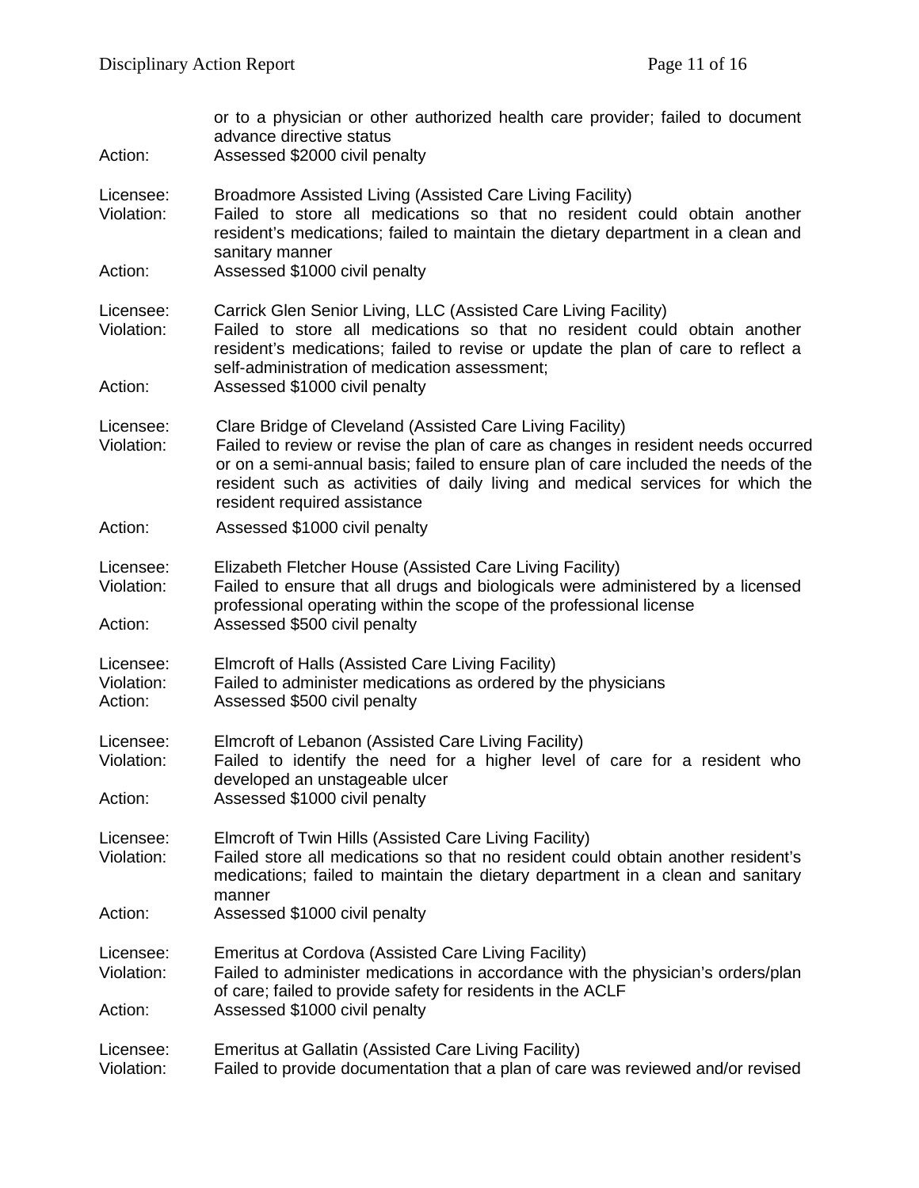or to a physician or other authorized health care provider; failed to document advance directive status

Action: Assessed $2000 civil penalty

Licensee: Broadmore Assisted Living (Assisted Care Living Facility)
Violation: Failed to store all medications so that no resident could obtain another resident's medications; failed to maintain the dietary department in a clean and sanitary manner
Action: Assessed $1000 civil penalty

Licensee: Carrick Glen Senior Living, LLC (Assisted Care Living Facility)
Violation: Failed to store all medications so that no resident could obtain another resident's medications; failed to revise or update the plan of care to reflect a self-administration of medication assessment;
Action: Assessed $1000 civil penalty

Licensee: Clare Bridge of Cleveland (Assisted Care Living Facility)
Violation: Failed to review or revise the plan of care as changes in resident needs occurred or on a semi-annual basis; failed to ensure plan of care included the needs of the resident such as activities of daily living and medical services for which the resident required assistance
Action: Assessed $1000 civil penalty

Licensee: Elizabeth Fletcher House (Assisted Care Living Facility)
Violation: Failed to ensure that all drugs and biologicals were administered by a licensed professional operating within the scope of the professional license
Action: Assessed $500 civil penalty

Licensee: Elmcroft of Halls (Assisted Care Living Facility)
Violation: Failed to administer medications as ordered by the physicians
Action: Assessed $500 civil penalty

Licensee: Elmcroft of Lebanon (Assisted Care Living Facility)
Violation: Failed to identify the need for a higher level of care for a resident who developed an unstageable ulcer
Action: Assessed $1000 civil penalty

Licensee: Elmcroft of Twin Hills (Assisted Care Living Facility)
Violation: Failed store all medications so that no resident could obtain another resident's medications; failed to maintain the dietary department in a clean and sanitary manner
Action: Assessed $1000 civil penalty

Licensee: Emeritus at Cordova (Assisted Care Living Facility)
Violation: Failed to administer medications in accordance with the physician's orders/plan of care; failed to provide safety for residents in the ACLF
Action: Assessed $1000 civil penalty

Licensee: Emeritus at Gallatin (Assisted Care Living Facility)
Violation: Failed to provide documentation that a plan of care was reviewed and/or revised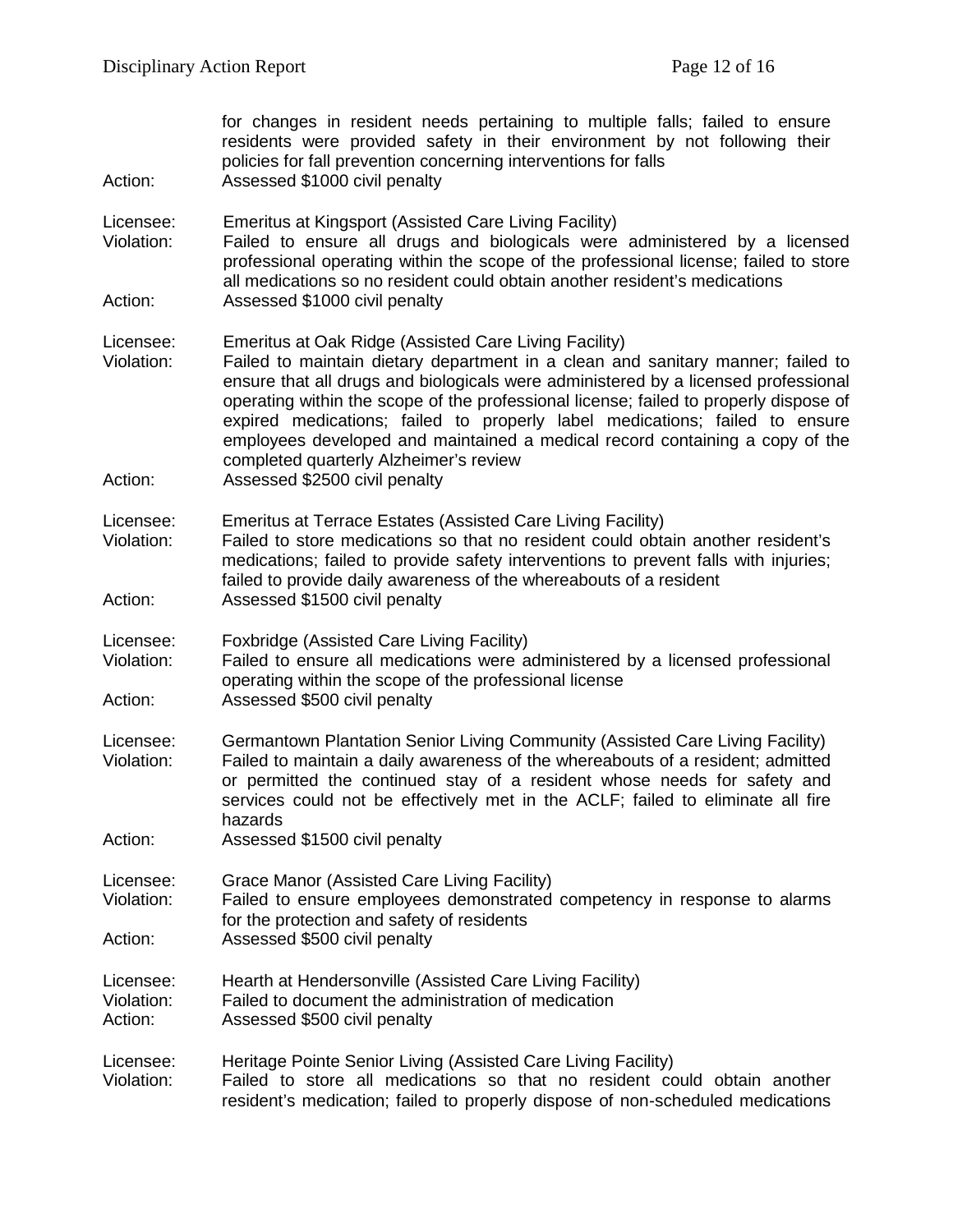for changes in resident needs pertaining to multiple falls; failed to ensure residents were provided safety in their environment by not following their policies for fall prevention concerning interventions for falls

Action: Assessed $1000 civil penalty

Licensee: Emeritus at Kingsport (Assisted Care Living Facility)
Violation: Failed to ensure all drugs and biologicals were administered by a licensed professional operating within the scope of the professional license; failed to store all medications so no resident could obtain another resident's medications
Action: Assessed $1000 civil penalty

Licensee: Emeritus at Oak Ridge (Assisted Care Living Facility)
Violation: Failed to maintain dietary department in a clean and sanitary manner; failed to ensure that all drugs and biologicals were administered by a licensed professional operating within the scope of the professional license; failed to properly dispose of expired medications; failed to properly label medications; failed to ensure employees developed and maintained a medical record containing a copy of the completed quarterly Alzheimer's review
Action: Assessed $2500 civil penalty

Licensee: Emeritus at Terrace Estates (Assisted Care Living Facility)
Violation: Failed to store medications so that no resident could obtain another resident's medications; failed to provide safety interventions to prevent falls with injuries; failed to provide daily awareness of the whereabouts of a resident
Action: Assessed $1500 civil penalty

Licensee: Foxbridge (Assisted Care Living Facility)
Violation: Failed to ensure all medications were administered by a licensed professional operating within the scope of the professional license
Action: Assessed $500 civil penalty

Licensee: Germantown Plantation Senior Living Community (Assisted Care Living Facility)
Violation: Failed to maintain a daily awareness of the whereabouts of a resident; admitted or permitted the continued stay of a resident whose needs for safety and services could not be effectively met in the ACLF; failed to eliminate all fire hazards
Action: Assessed $1500 civil penalty

Licensee: Grace Manor (Assisted Care Living Facility)
Violation: Failed to ensure employees demonstrated competency in response to alarms for the protection and safety of residents
Action: Assessed $500 civil penalty

Licensee: Hearth at Hendersonville (Assisted Care Living Facility)
Violation: Failed to document the administration of medication
Action: Assessed $500 civil penalty

Licensee: Heritage Pointe Senior Living (Assisted Care Living Facility)
Violation: Failed to store all medications so that no resident could obtain another resident's medication; failed to properly dispose of non-scheduled medications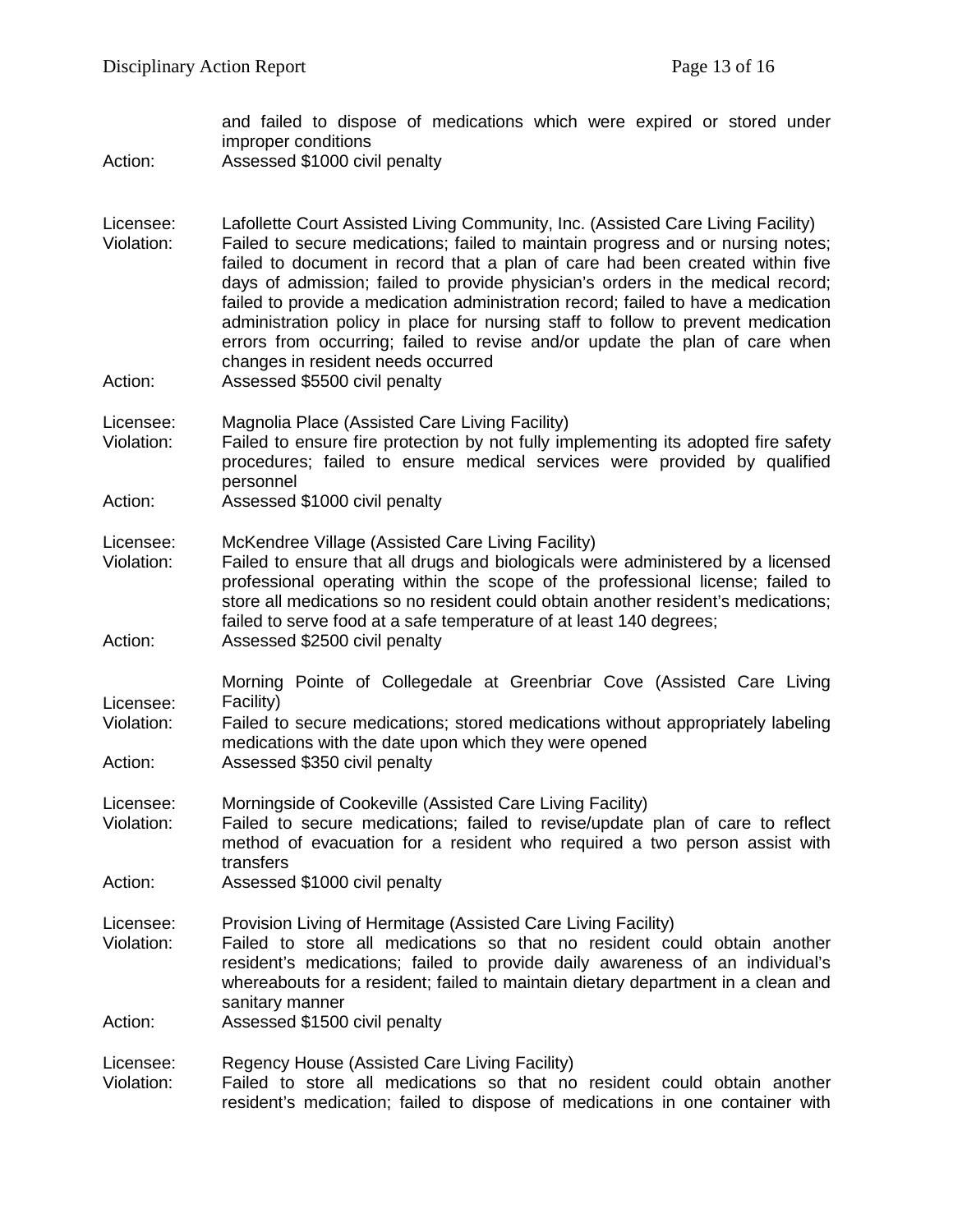and failed to dispose of medications which were expired or stored under improper conditions

Action: Assessed $1000 civil penalty

Licensee: Lafollette Court Assisted Living Community, Inc. (Assisted Care Living Facility)

Violation: Failed to secure medications; failed to maintain progress and or nursing notes; failed to document in record that a plan of care had been created within five days of admission; failed to provide physician's orders in the medical record; failed to provide a medication administration record; failed to have a medication administration policy in place for nursing staff to follow to prevent medication errors from occurring; failed to revise and/or update the plan of care when changes in resident needs occurred

Action: Assessed $5500 civil penalty

Licensee: Magnolia Place (Assisted Care Living Facility)

Violation: Failed to ensure fire protection by not fully implementing its adopted fire safety procedures; failed to ensure medical services were provided by qualified personnel

Action: Assessed $1000 civil penalty

Licensee: McKendree Village (Assisted Care Living Facility)

Violation: Failed to ensure that all drugs and biologicals were administered by a licensed professional operating within the scope of the professional license; failed to store all medications so no resident could obtain another resident's medications; failed to serve food at a safe temperature of at least 140 degrees;

Action: Assessed $2500 civil penalty

Licensee: Morning Pointe of Collegedale at Greenbriar Cove (Assisted Care Living Facility)

Violation: Failed to secure medications; stored medications without appropriately labeling medications with the date upon which they were opened

Action: Assessed $350 civil penalty

Licensee: Morningside of Cookeville (Assisted Care Living Facility)

Violation: Failed to secure medications; failed to revise/update plan of care to reflect method of evacuation for a resident who required a two person assist with transfers

Action: Assessed $1000 civil penalty

Licensee: Provision Living of Hermitage (Assisted Care Living Facility)

Violation: Failed to store all medications so that no resident could obtain another resident's medications; failed to provide daily awareness of an individual's whereabouts for a resident; failed to maintain dietary department in a clean and sanitary manner

Action: Assessed $1500 civil penalty

Licensee: Regency House (Assisted Care Living Facility)

Violation: Failed to store all medications so that no resident could obtain another resident's medication; failed to dispose of medications in one container with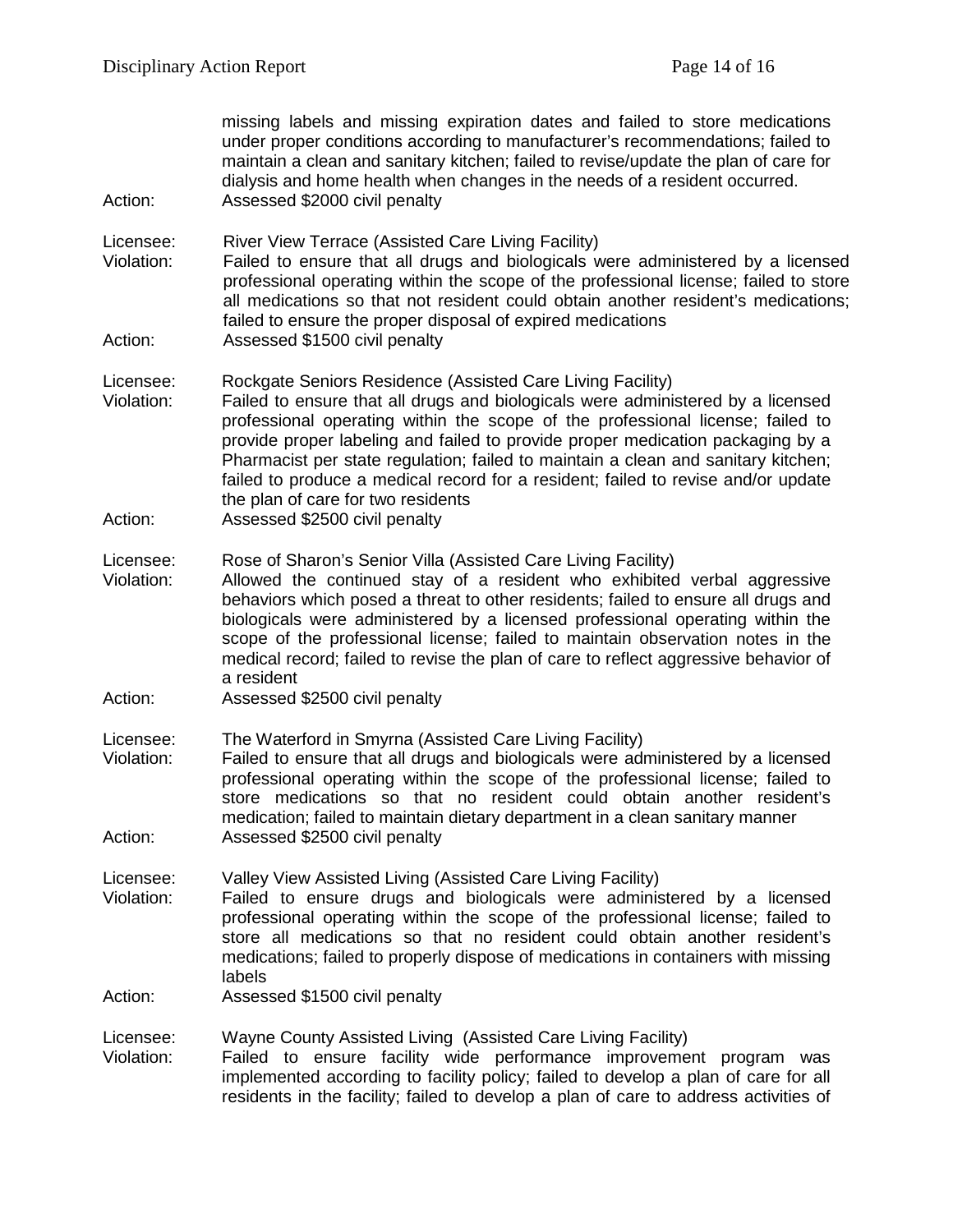missing labels and missing expiration dates and failed to store medications under proper conditions according to manufacturer's recommendations; failed to maintain a clean and sanitary kitchen; failed to revise/update the plan of care for dialysis and home health when changes in the needs of a resident occurred.

Action: Assessed $2000 civil penalty

Licensee: River View Terrace (Assisted Care Living Facility)

Violation: Failed to ensure that all drugs and biologicals were administered by a licensed professional operating within the scope of the professional license; failed to store all medications so that not resident could obtain another resident's medications; failed to ensure the proper disposal of expired medications

Action: Assessed $1500 civil penalty

Licensee: Rockgate Seniors Residence (Assisted Care Living Facility)

Violation: Failed to ensure that all drugs and biologicals were administered by a licensed professional operating within the scope of the professional license; failed to provide proper labeling and failed to provide proper medication packaging by a Pharmacist per state regulation; failed to maintain a clean and sanitary kitchen; failed to produce a medical record for a resident; failed to revise and/or update the plan of care for two residents

Action: Assessed $2500 civil penalty

Licensee: Rose of Sharon's Senior Villa (Assisted Care Living Facility)

Violation: Allowed the continued stay of a resident who exhibited verbal aggressive behaviors which posed a threat to other residents; failed to ensure all drugs and biologicals were administered by a licensed professional operating within the scope of the professional license; failed to maintain observation notes in the medical record; failed to revise the plan of care to reflect aggressive behavior of a resident

Action: Assessed $2500 civil penalty

Licensee: The Waterford in Smyrna (Assisted Care Living Facility)

Violation: Failed to ensure that all drugs and biologicals were administered by a licensed professional operating within the scope of the professional license; failed to store medications so that no resident could obtain another resident's medication; failed to maintain dietary department in a clean sanitary manner

Action: Assessed $2500 civil penalty

Licensee: Valley View Assisted Living (Assisted Care Living Facility)

Violation: Failed to ensure drugs and biologicals were administered by a licensed professional operating within the scope of the professional license; failed to store all medications so that no resident could obtain another resident's medications; failed to properly dispose of medications in containers with missing labels

Action: Assessed $1500 civil penalty

Licensee: Wayne County Assisted Living (Assisted Care Living Facility)

Violation: Failed to ensure facility wide performance improvement program was implemented according to facility policy; failed to develop a plan of care for all residents in the facility; failed to develop a plan of care to address activities of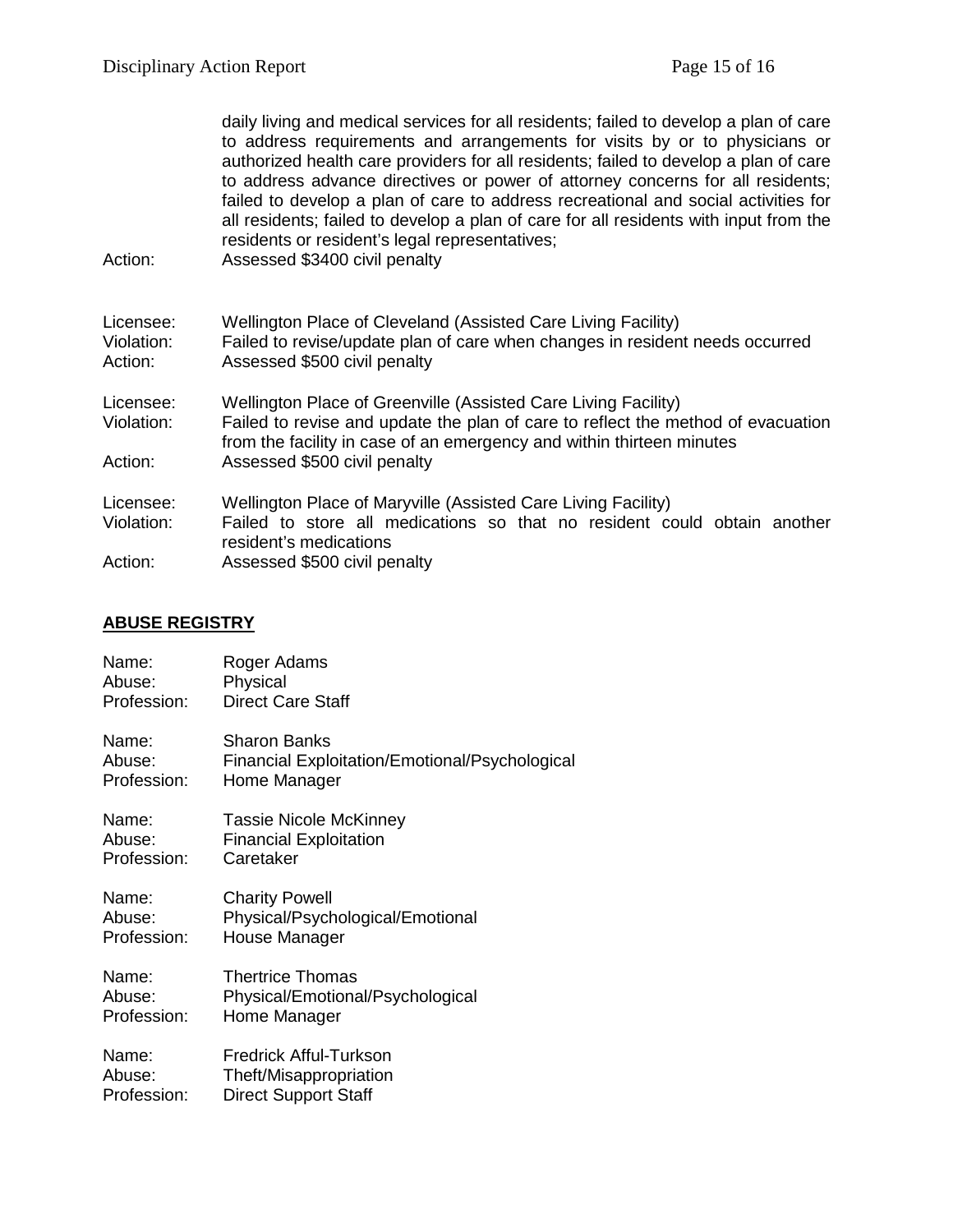daily living and medical services for all residents; failed to develop a plan of care to address requirements and arrangements for visits by or to physicians or authorized health care providers for all residents; failed to develop a plan of care to address advance directives or power of attorney concerns for all residents; failed to develop a plan of care to address recreational and social activities for all residents; failed to develop a plan of care for all residents with input from the residents or resident's legal representatives;

Action: Assessed $3400 civil penalty

Licensee: Wellington Place of Cleveland (Assisted Care Living Facility)
Violation: Failed to revise/update plan of care when changes in resident needs occurred
Action: Assessed $500 civil penalty

Licensee: Wellington Place of Greenville (Assisted Care Living Facility)
Violation: Failed to revise and update the plan of care to reflect the method of evacuation from the facility in case of an emergency and within thirteen minutes
Action: Assessed $500 civil penalty

Licensee: Wellington Place of Maryville (Assisted Care Living Facility)
Violation: Failed to store all medications so that no resident could obtain another resident's medications
Action: Assessed $500 civil penalty

## ABUSE REGISTRY

Name: Roger Adams
Abuse: Physical
Profession: Direct Care Staff

Name: Sharon Banks
Abuse: Financial Exploitation/Emotional/Psychological
Profession: Home Manager

Name: Tassie Nicole McKinney
Abuse: Financial Exploitation
Profession: Caretaker

Name: Charity Powell
Abuse: Physical/Psychological/Emotional
Profession: House Manager

Name: Thertrice Thomas
Abuse: Physical/Emotional/Psychological
Profession: Home Manager

Name: Fredrick Afful-Turkson
Abuse: Theft/Misappropriation
Profession: Direct Support Staff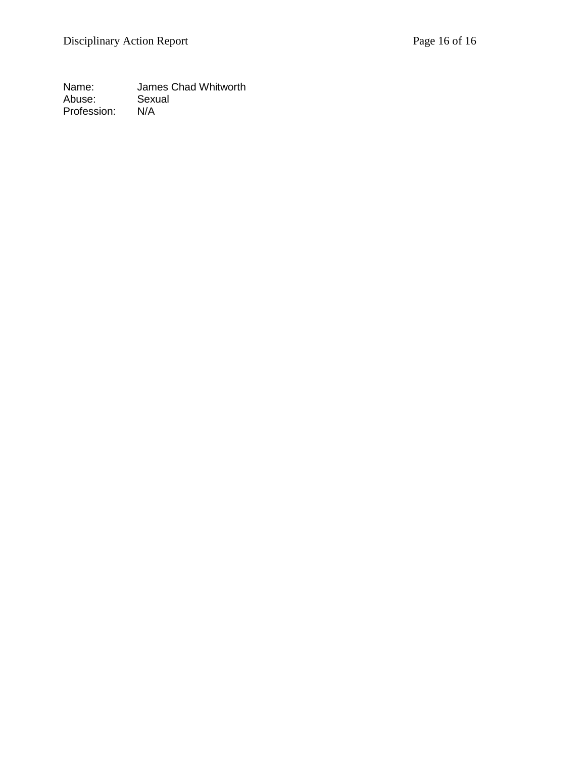Name: James Chad Whitworth
Abuse: Sexual
Profession: N/A